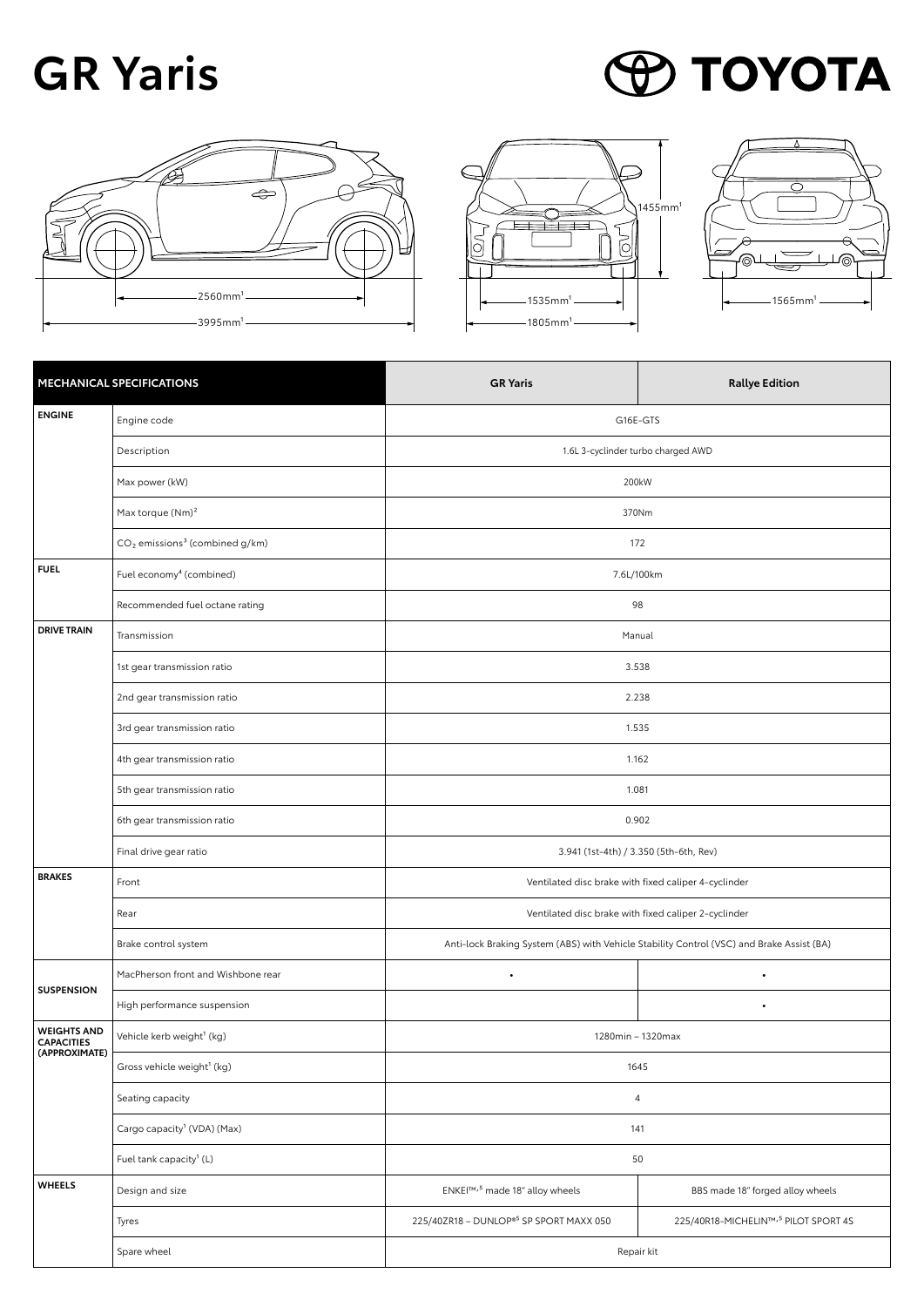# GR Yaris

TOYOTA

2560mm[1]

3995mm[1]

1455mm[1]

1535mm[1]

1805mm[1]

1565mm[1]

| MECHANICAL SPECIFICATIONS | | GR Yaris | Rallye Edition |
|---|---|---|---|
| ENGINE | Engine code | G16E-GTS | |
| | Description | 1.6L 3-cyclinder turbo charged AWD | |
| | Max power (kW) | 200kW | |
| | Max torque (Nm)[2] | 370Nm | |
| | $CO_2$ emissions[3] (combined g/km) | 172 | |
| FUEL | Fuel economy[4] (combined) | 7.6L/100km | |
| | Recommended fuel octane rating | 98 | |
| DRIVE TRAIN | Transmission | Manual | |
| | 1st gear transmission ratio | 3.538 | |
| | 2nd gear transmission ratio | 2.238 | |
| | 3rd gear transmission ratio | 1.535 | |
| | 4th gear transmission ratio | 1.162 | |
| | 5th gear transmission ratio | 1.081 | |
| | 6th gear transmission ratio | 0.902 | |
| | Final drive gear ratio | 3.941 (1st-4th) / 3.350 (5th-6th, Rev) | |
| BRAKES | Front | Ventilated disc brake with fixed caliper 4-cyclinder | |
| | Rear | Ventilated disc brake with fixed caliper 2-cyclinder | |
| | Brake control system | Anti-lock Braking System (ABS) with Vehicle Stability Control (VSC) and Brake Assist (BA) | |
| SUSPENSION | MacPherson front and Wishbone rear | • | • |
| | High performance suspension | | • |
| WEIGHTS AND CAPACITIES (APPROXIMATE) | Vehicle kerb weight[1] (kg) | 1280min – 1320max | |
| | Gross vehicle weight[1] (kg) | 1645 | |
| | Seating capacity | 4 | |
| | Cargo capacity[1] (VDA) (Max) | 141 | |
| | Fuel tank capacity[1] (L) | 50 | |
| WHEELS | Design and size | ENKEI™,[5] made 18" alloy wheels | BBS made 18" forged alloy wheels |
| | Tyres | 225/40ZR18 – DUNLOP®[5] SP SPORT MAXX 050 | 225/40R18-MICHELIN™,[5] PILOT SPORT 4S |
| | Spare wheel | Repair kit | |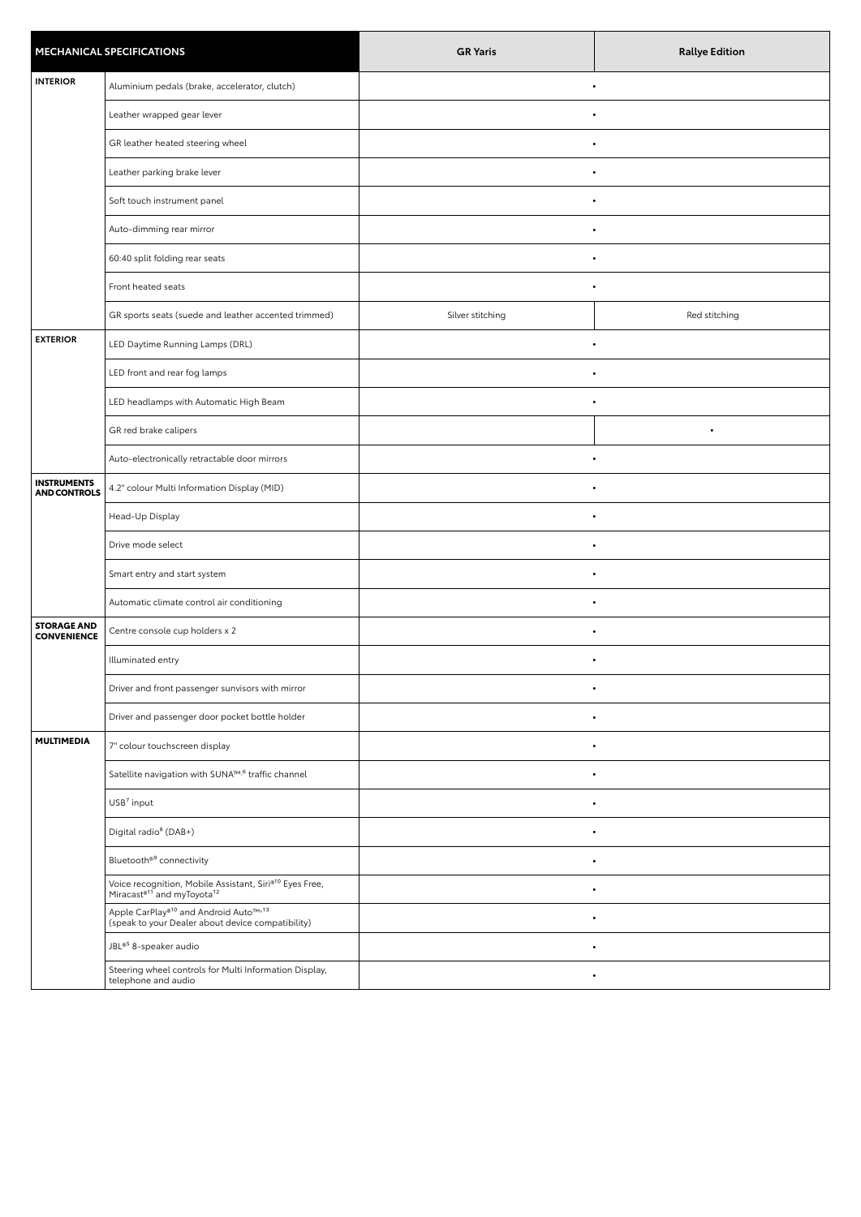| MECHANICAL SPECIFICATIONS | | GR Yaris | Rallye Edition |
|---|---|---|---|
| **INTERIOR** | Aluminium pedals (brake, accelerator, clutch) | • | • |
| | Leather wrapped gear lever | • | • |
| | GR leather heated steering wheel | • | • |
| | Leather parking brake lever | • | • |
| | Soft touch instrument panel | • | • |
| | Auto-dimming rear mirror | • | • |
| | 60:40 split folding rear seats | • | • |
| | Front heated seats | • | • |
| | GR sports seats (suede and leather accented trimmed) | Silver stitching | Red stitching |
| **EXTERIOR** | LED Daytime Running Lamps (DRL) | • | • |
| | LED front and rear fog lamps | • | • |
| | LED headlamps with Automatic High Beam | • | • |
| | GR red brake calipers | | • |
| | Auto-electronically retractable door mirrors | • | • |
| **INSTRUMENTS AND CONTROLS** | 4.2" colour Multi Information Display (MID) | • | • |
| | Head-Up Display | • | • |
| | Drive mode select | • | • |
| | Smart entry and start system | • | • |
| | Automatic climate control air conditioning | • | • |
| **STORAGE AND CONVENIENCE** | Centre console cup holders x 2 | • | • |
| | Illuminated entry | • | • |
| | Driver and front passenger sunvisors with mirror | • | • |
| | Driver and passenger door pocket bottle holder | • | • |
| **MULTIMEDIA** | 7" colour touchscreen display | • | • |
| | Satellite navigation with SUNA™[6] traffic channel | • | • |
| | USB[7] input | • | • |
| | Digital radio[8] (DAB+) | • | • |
| | Bluetooth®[9] connectivity | • | • |
| | Voice recognition, Mobile Assistant, Siri®[10] Eyes Free, Miracast®[11] and myToyota[12] | • | • |
| | Apple CarPlay®[10] and Android Auto™[13] (speak to your Dealer about device compatibility) | • | • |
| | JBL®[5] 8-speaker audio | • | • |
| | Steering wheel controls for Multi Information Display, telephone and audio | • | • |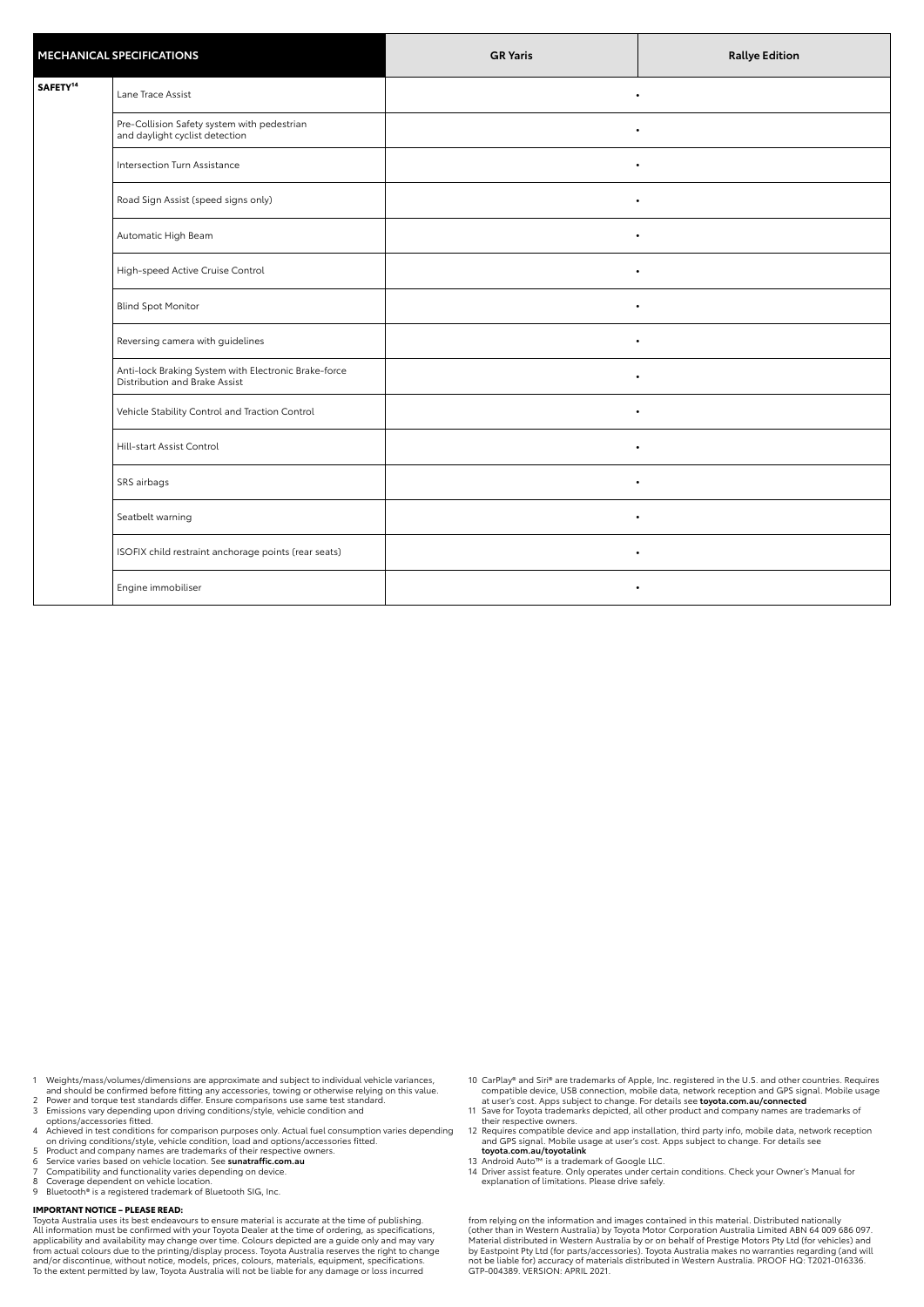| MECHANICAL SPECIFICATIONS | | GR Yaris | Rallye Edition |
|---|---|---|---|
| SAFETY[14] | Lane Trace Assist | • | |
| | Pre-Collision Safety system with pedestrian and daylight cyclist detection | • | |
| | Intersection Turn Assistance | • | |
| | Road Sign Assist (speed signs only) | • | |
| | Automatic High Beam | • | |
| | High-speed Active Cruise Control | • | |
| | Blind Spot Monitor | • | |
| | Reversing camera with guidelines | • | |
| | Anti-lock Braking System with Electronic Brake-force Distribution and Brake Assist | • | |
| | Vehicle Stability Control and Traction Control | • | |
| | Hill-start Assist Control | • | |
| | SRS airbags | • | |
| | Seatbelt warning | • | |
| | ISOFIX child restraint anchorage points (rear seats) | • | |
| | Engine immobiliser | • | |

1 Weights/mass/volumes/dimensions are approximate and subject to individual vehicle variances, and should be confirmed before fitting any accessories, towing or otherwise relying on this value.
2 Power and torque test standards differ. Ensure comparisons use same test standard.
3 Emissions vary depending upon driving conditions/style, vehicle condition and options/accessories fitted.
4 Achieved in test conditions for comparison purposes only. Actual fuel consumption varies depending on driving conditions/style, vehicle condition, load and options/accessories fitted.
5 Product and company names are trademarks of their respective owners.
6 Service varies based on vehicle location. See **sunatraffic.com.au**
7 Compatibility and functionality varies depending on device.
8 Coverage dependent on vehicle location.
9 Bluetooth® is a registered trademark of Bluetooth SIG, Inc.
10 CarPlay® and Siri® are trademarks of Apple, Inc. registered in the U.S. and other countries. Requires compatible device, USB connection, mobile data, network reception and GPS signal. Mobile usage at user's cost. Apps subject to change. For details see **toyota.com.au/connected**
11 Save for Toyota trademarks depicted, all other product and company names are trademarks of their respective owners.
12 Requires compatible device and app installation, third party info, mobile data, network reception and GPS signal. Mobile usage at user's cost. Apps subject to change. For details see **toyota.com.au/toyotalink**
13 Android Auto™ is a trademark of Google LLC.
14 Driver assist feature. Only operates under certain conditions. Check your Owner's Manual for explanation of limitations. Please drive safely.

**IMPORTANT NOTICE – PLEASE READ:**
Toyota Australia uses its best endeavours to ensure material is accurate at the time of publishing. All information must be confirmed with your Toyota Dealer at the time of ordering, as specifications, applicability and availability may change over time. Colours depicted are a guide only and may vary from actual colours due to the printing/display process. Toyota Australia reserves the right to change and/or discontinue, without notice, models, prices, colours, materials, equipment, specifications. To the extent permitted by law, Toyota Australia will not be liable for any damage or loss incurred from relying on the information and images contained in this material. Distributed nationally (other than in Western Australia) by Toyota Motor Corporation Australia Limited ABN 64 009 686 097. Material distributed in Western Australia by or on behalf of Prestige Motors Pty Ltd (for vehicles) and by Eastpoint Pty Ltd (for parts/accessories). Toyota Australia makes no warranties regarding (and will not be liable for) accuracy of materials distributed in Western Australia. PROOF HQ: T2021-016336. GTP-004389. VERSION: APRIL 2021.